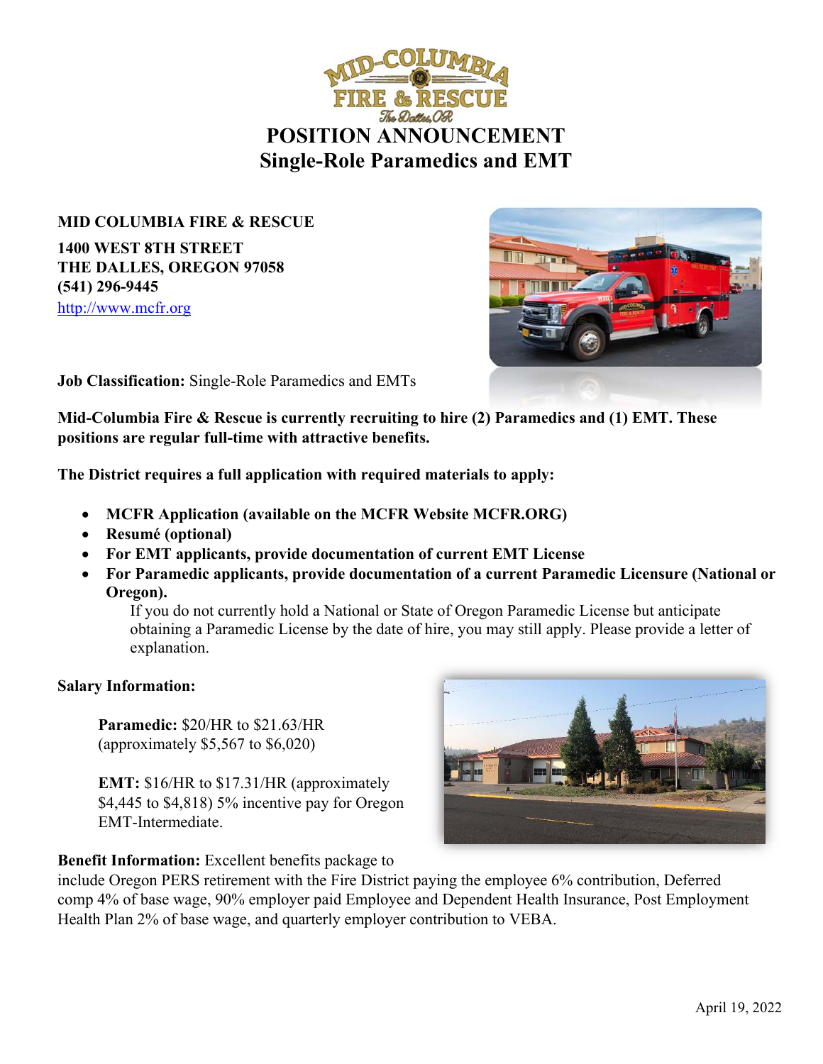# POSITION ANNOUNCEMENT
## Single-Role Paramedics and EMT

**MID COLUMBIA FIRE & RESCUE**

**1400 WEST 8TH STREET**
**THE DALLES, OREGON 97058**
**(541) 296-9445**
http://www.mcfr.org

**Job Classification:** Single-Role Paramedics and EMTs

**Mid-Columbia Fire & Rescue is currently recruiting to hire (2) Paramedics and (1) EMT. These positions are regular full-time with attractive benefits.**

**The District requires a full application with required materials to apply:**

- **MCFR Application (available on the MCFR Website MCFR.ORG)**
- **Resumé (optional)**
- **For EMT applicants, provide documentation of current EMT License**
- **For Paramedic applicants, provide documentation of a current Paramedic Licensure (National or Oregon).**
  If you do not currently hold a National or State of Oregon Paramedic License but anticipate obtaining a Paramedic License by the date of hire, you may still apply. Please provide a letter of explanation.

**Salary Information:**

**Paramedic:** $20/HR to $21.63/HR (approximately $5,567 to $6,020)

**EMT:** $16/HR to $17.31/HR (approximately $4,445 to $4,818) 5% incentive pay for Oregon EMT-Intermediate.

**Benefit Information:** Excellent benefits package to include Oregon PERS retirement with the Fire District paying the employee 6% contribution, Deferred comp 4% of base wage, 90% employer paid Employee and Dependent Health Insurance, Post Employment Health Plan 2% of base wage, and quarterly employer contribution to VEBA.

April 19, 2022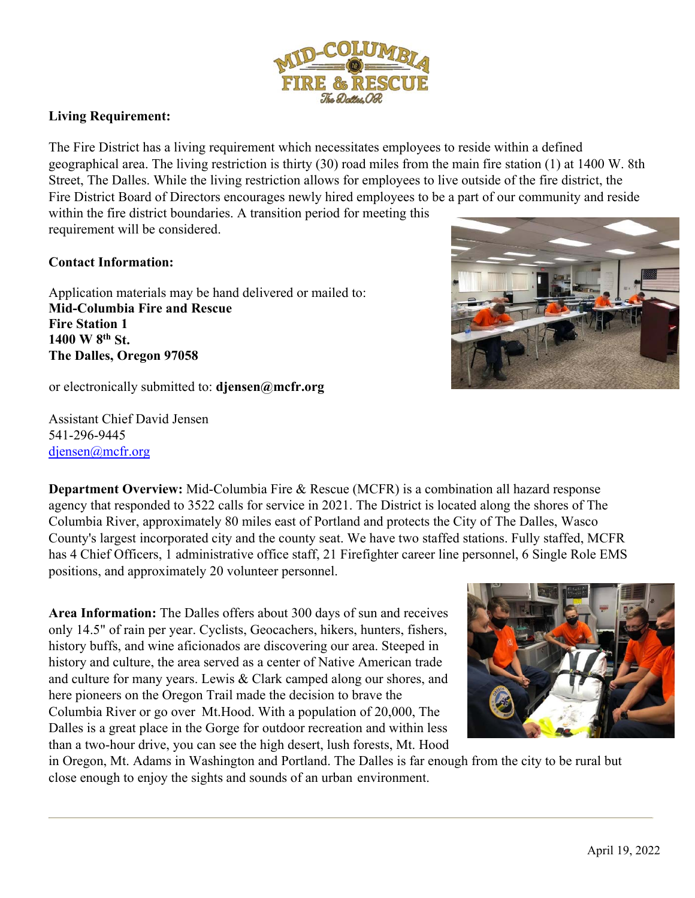**Living Requirement:**

The Fire District has a living requirement which necessitates employees to reside within a defined geographical area. The living restriction is thirty (30) road miles from the main fire station (1) at 1400 W. 8th Street, The Dalles. While the living restriction allows for employees to live outside of the fire district, the Fire District Board of Directors encourages newly hired employees to be a part of our community and reside within the fire district boundaries. A transition period for meeting this requirement will be considered.

**Contact Information:**

Application materials may be hand delivered or mailed to:
**Mid-Columbia Fire and Rescue**
**Fire Station 1**
**1400 W 8th St.**
**The Dalles, Oregon 97058**

or electronically submitted to: **djensen@mcfr.org**

Assistant Chief David Jensen
541-296-9445
djensen@mcfr.org

**Department Overview:** Mid-Columbia Fire & Rescue (MCFR) is a combination all hazard response agency that responded to 3522 calls for service in 2021. The District is located along the shores of The Columbia River, approximately 80 miles east of Portland and protects the City of The Dalles, Wasco County's largest incorporated city and the county seat. We have two staffed stations. Fully staffed, MCFR has 4 Chief Officers, 1 administrative office staff, 21 Firefighter career line personnel, 6 Single Role EMS positions, and approximately 20 volunteer personnel.

**Area Information:** The Dalles offers about 300 days of sun and receives only 14.5" of rain per year. Cyclists, Geocachers, hikers, hunters, fishers, history buffs, and wine aficionados are discovering our area. Steeped in history and culture, the area served as a center of Native American trade and culture for many years. Lewis & Clark camped along our shores, and here pioneers on the Oregon Trail made the decision to brave the Columbia River or go over Mt.Hood. With a population of 20,000, The Dalles is a great place in the Gorge for outdoor recreation and within less than a two-hour drive, you can see the high desert, lush forests, Mt. Hood in Oregon, Mt. Adams in Washington and Portland. The Dalles is far enough from the city to be rural but close enough to enjoy the sights and sounds of an urban environment.

April 19, 2022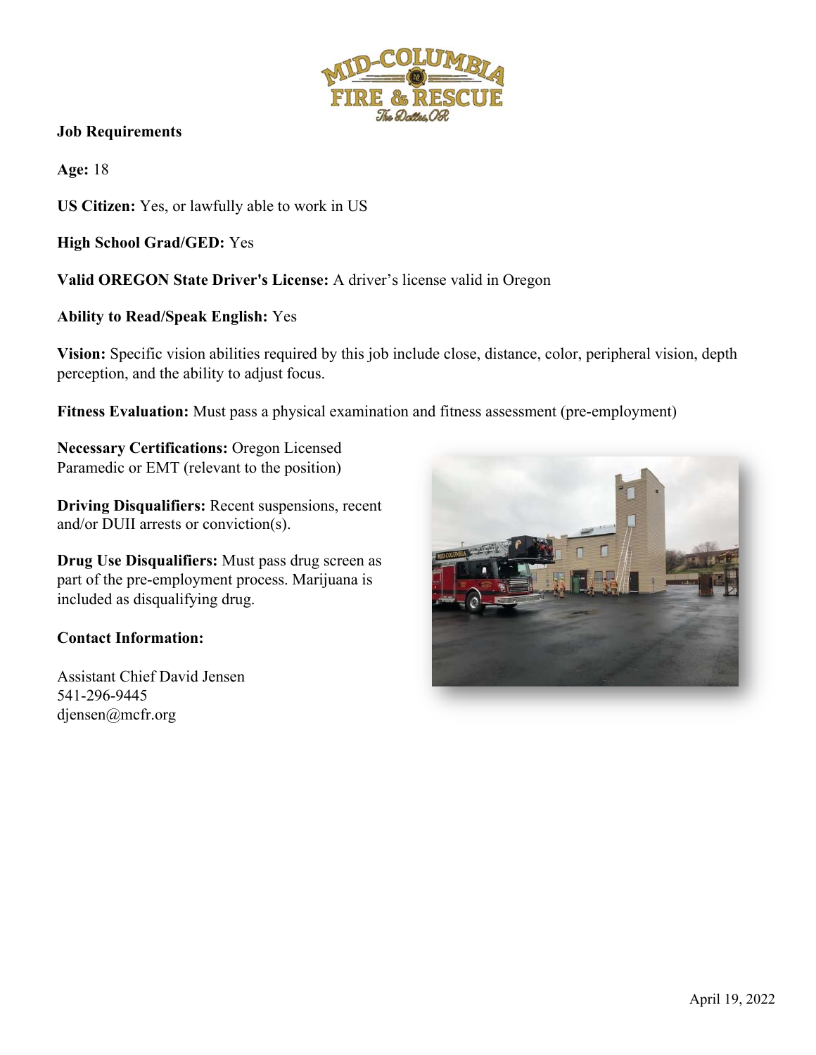**Job Requirements**

**Age:** 18

**US Citizen:** Yes, or lawfully able to work in US

**High School Grad/GED:** Yes

**Valid OREGON State Driver's License:** A driver's license valid in Oregon

**Ability to Read/Speak English:** Yes

**Vision:** Specific vision abilities required by this job include close, distance, color, peripheral vision, depth perception, and the ability to adjust focus.

**Fitness Evaluation:** Must pass a physical examination and fitness assessment (pre-employment)

**Necessary Certifications:** Oregon Licensed Paramedic or EMT (relevant to the position)

**Driving Disqualifiers:** Recent suspensions, recent and/or DUII arrests or conviction(s).

**Drug Use Disqualifiers:** Must pass drug screen as part of the pre-employment process. Marijuana is included as disqualifying drug.

**Contact Information:**

Assistant Chief David Jensen
541-296-9445
djensen@mcfr.org

April 19, 2022